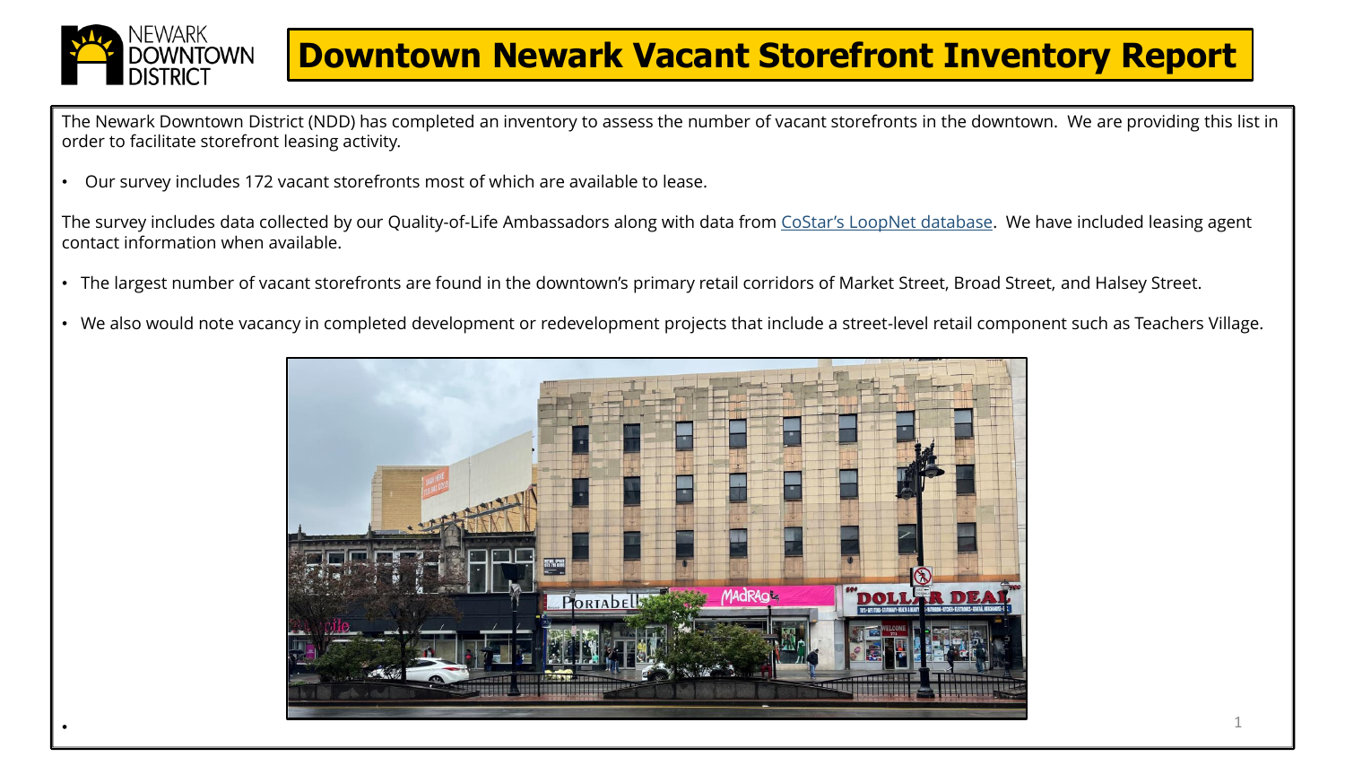# Downtown Newark Vacant Storefront Inventory Report

The Newark Downtown District (NDD) has completed an inventory to assess the number of vacant storefronts in the downtown. We are providing this list in order to facilitate storefront leasing activity.

- Our survey includes 172 vacant storefronts most of which are available to lease.

The survey includes data collected by our Quality-of-Life Ambassadors along with data from [CoStar's LoopNet database](). We have included leasing agent contact information when available.

- The largest number of vacant storefronts are found in the downtown's primary retail corridors of Market Street, Broad Street, and Halsey Street.
- We also would note vacancy in completed development or redevelopment projects that include a street-level retail component such as Teachers Village.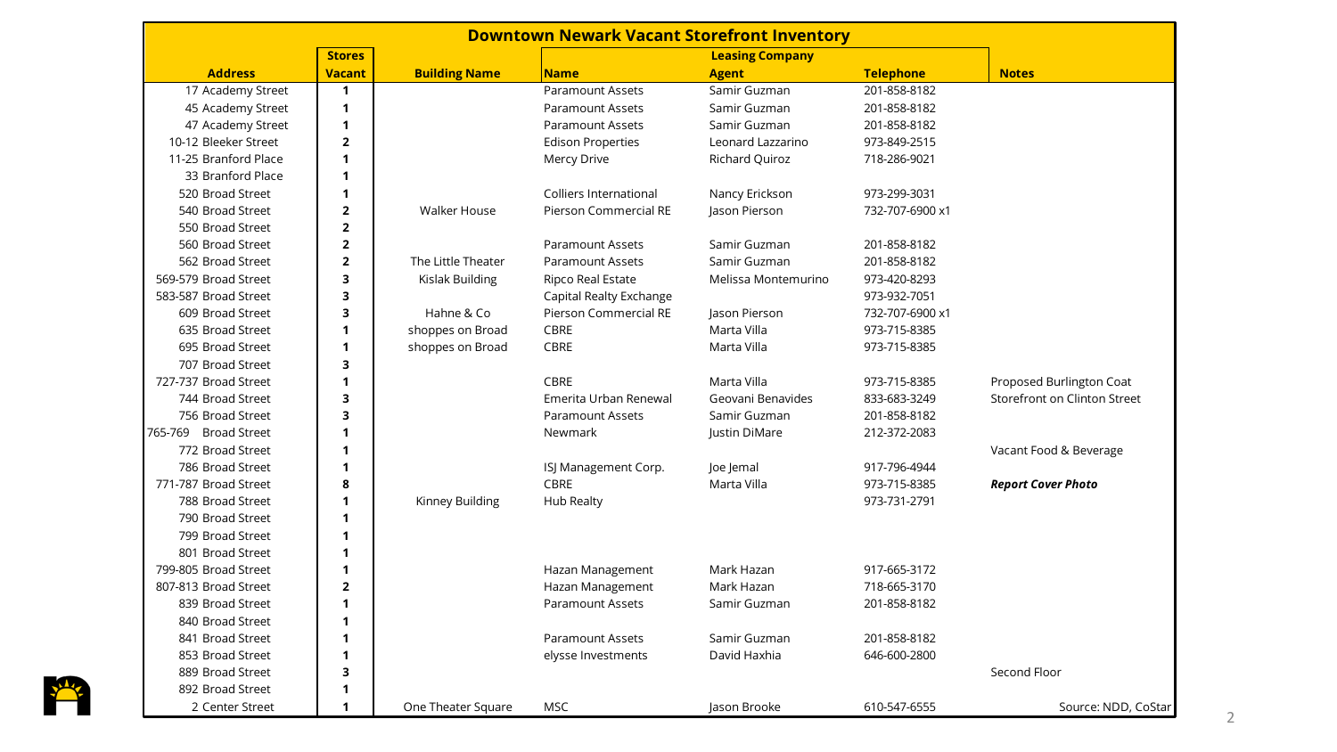## Downtown Newark Vacant Storefront Inventory

| Address | Stores Vacant | Building Name | Leasing Company Name | Agent | Telephone | Notes |
|---|---|---|---|---|---|---|
| 17 Academy Street | 1 | | Paramount Assets | Samir Guzman | 201-858-8182 | |
| 45 Academy Street | 1 | | Paramount Assets | Samir Guzman | 201-858-8182 | |
| 47 Academy Street | 1 | | Paramount Assets | Samir Guzman | 201-858-8182 | |
| 10-12 Bleeker Street | 2 | | Edison Properties | Leonard Lazzarino | 973-849-2515 | |
| 11-25 Branford Place | 1 | | Mercy Drive | Richard Quiroz | 718-286-9021 | |
| 33 Branford Place | 1 | | | | | |
| 520 Broad Street | 1 | | Colliers International | Nancy Erickson | 973-299-3031 | |
| 540 Broad Street | 2 | Walker House | Pierson Commercial RE | Jason Pierson | 732-707-6900 x1 | |
| 550 Broad Street | 2 | | | | | |
| 560 Broad Street | 2 | | Paramount Assets | Samir Guzman | 201-858-8182 | |
| 562 Broad Street | 2 | The Little Theater | Paramount Assets | Samir Guzman | 201-858-8182 | |
| 569-579 Broad Street | 3 | Kislak Building | Ripco Real Estate | Melissa Montemurino | 973-420-8293 | |
| 583-587 Broad Street | 3 | | Capital Realty Exchange | | 973-932-7051 | |
| 609 Broad Street | 3 | Hahne & Co | Pierson Commercial RE | Jason Pierson | 732-707-6900 x1 | |
| 635 Broad Street | 1 | shoppes on Broad | CBRE | Marta Villa | 973-715-8385 | |
| 695 Broad Street | 1 | shoppes on Broad | CBRE | Marta Villa | 973-715-8385 | |
| 707 Broad Street | 3 | | | | | |
| 727-737 Broad Street | 1 | | CBRE | Marta Villa | 973-715-8385 | Proposed Burlington Coat |
| 744 Broad Street | 3 | | Emerita Urban Renewal | Geovani Benavides | 833-683-3249 | Storefront on Clinton Street |
| 756 Broad Street | 3 | | Paramount Assets | Samir Guzman | 201-858-8182 | |
| 765-769 Broad Street | 1 | | Newmark | Justin DiMare | 212-372-2083 | |
| 772 Broad Street | 1 | | | | | Vacant Food & Beverage |
| 786 Broad Street | 1 | | ISJ Management Corp. | Joe Jemal | 917-796-4944 | |
| 771-787 Broad Street | 8 | | CBRE | Marta Villa | 973-715-8385 | ***Report Cover Photo*** |
| 788 Broad Street | 1 | Kinney Building | Hub Realty | | 973-731-2791 | |
| 790 Broad Street | 1 | | | | | |
| 799 Broad Street | 1 | | | | | |
| 801 Broad Street | 1 | | | | | |
| 799-805 Broad Street | 1 | | Hazan Management | Mark Hazan | 917-665-3172 | |
| 807-813 Broad Street | 2 | | Hazan Management | Mark Hazan | 718-665-3170 | |
| 839 Broad Street | 1 | | Paramount Assets | Samir Guzman | 201-858-8182 | |
| 840 Broad Street | 1 | | | | | |
| 841 Broad Street | 1 | | Paramount Assets | Samir Guzman | 201-858-8182 | |
| 853 Broad Street | 1 | | elysse Investments | David Haxhia | 646-600-2800 | |
| 889 Broad Street | 3 | | | | | Second Floor |
| 892 Broad Street | 1 | | | | | |
| 2 Center Street | 1 | One Theater Square | MSC | Jason Brooke | 610-547-6555 | Source: NDD, CoStar |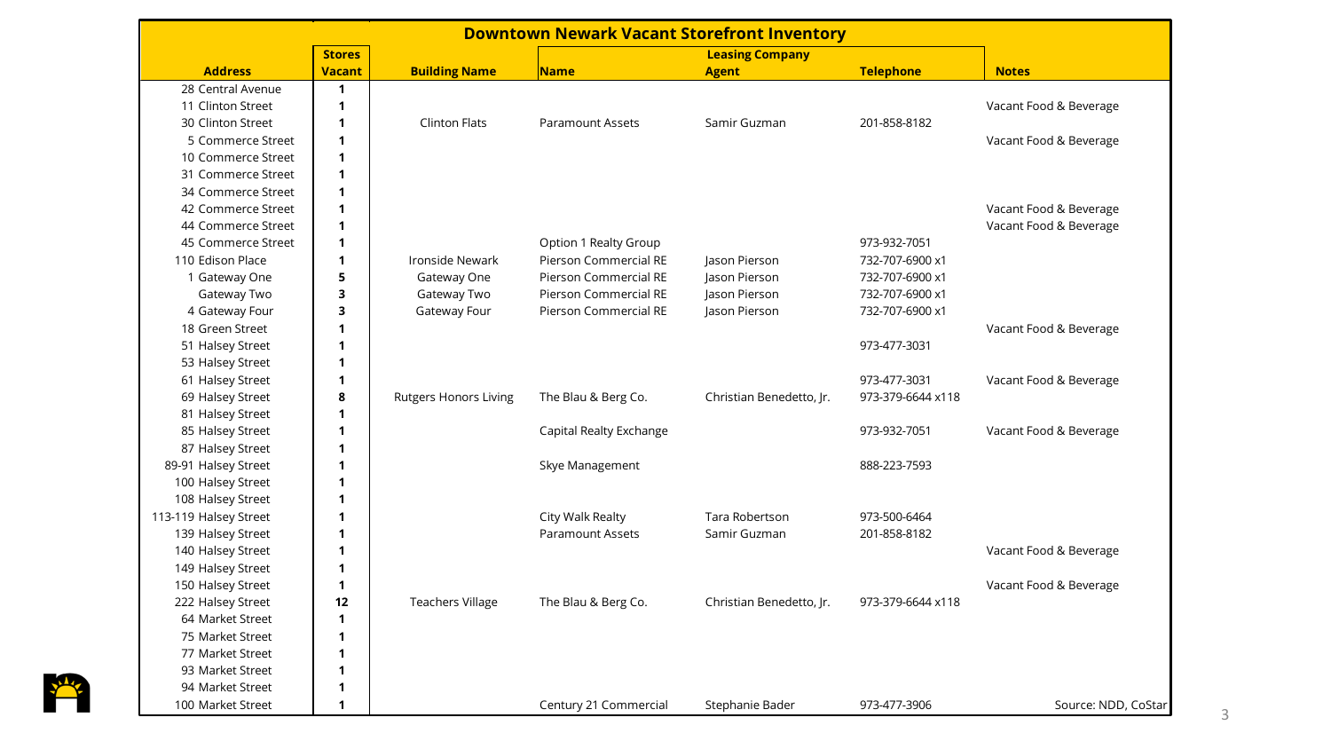## Downtown Newark Vacant Storefront Inventory

| Address | Stores Vacant | Building Name | Leasing Company Name | Agent | Telephone | Notes |
|---|---|---|---|---|---|---|
| 28 Central Avenue | 1 | | | | | |
| 11 Clinton Street | 1 | | | | | Vacant Food & Beverage |
| 30 Clinton Street | 1 | Clinton Flats | Paramount Assets | Samir Guzman | 201-858-8182 | |
| 5 Commerce Street | 1 | | | | | Vacant Food & Beverage |
| 10 Commerce Street | 1 | | | | | |
| 31 Commerce Street | 1 | | | | | |
| 34 Commerce Street | 1 | | | | | |
| 42 Commerce Street | 1 | | | | | Vacant Food & Beverage |
| 44 Commerce Street | 1 | | | | | Vacant Food & Beverage |
| 45 Commerce Street | 1 | | Option 1 Realty Group | | 973-932-7051 | |
| 110 Edison Place | 1 | Ironside Newark | Pierson Commercial RE | Jason Pierson | 732-707-6900 x1 | |
| 1 Gateway One | 5 | Gateway One | Pierson Commercial RE | Jason Pierson | 732-707-6900 x1 | |
| Gateway Two | 3 | Gateway Two | Pierson Commercial RE | Jason Pierson | 732-707-6900 x1 | |
| 4 Gateway Four | 3 | Gateway Four | Pierson Commercial RE | Jason Pierson | 732-707-6900 x1 | |
| 18 Green Street | 1 | | | | | Vacant Food & Beverage |
| 51 Halsey Street | 1 | | | | 973-477-3031 | |
| 53 Halsey Street | 1 | | | | | |
| 61 Halsey Street | 1 | | | | 973-477-3031 | Vacant Food & Beverage |
| 69 Halsey Street | 8 | Rutgers Honors Living | The Blau & Berg Co. | Christian Benedetto, Jr. | 973-379-6644 x118 | |
| 81 Halsey Street | 1 | | | | | |
| 85 Halsey Street | 1 | | Capital Realty Exchange | | 973-932-7051 | Vacant Food & Beverage |
| 87 Halsey Street | 1 | | | | | |
| 89-91 Halsey Street | 1 | | Skye Management | | 888-223-7593 | |
| 100 Halsey Street | 1 | | | | | |
| 108 Halsey Street | 1 | | | | | |
| 113-119 Halsey Street | 1 | | City Walk Realty | Tara Robertson | 973-500-6464 | |
| 139 Halsey Street | 1 | | Paramount Assets | Samir Guzman | 201-858-8182 | |
| 140 Halsey Street | 1 | | | | | Vacant Food & Beverage |
| 149 Halsey Street | 1 | | | | | |
| 150 Halsey Street | 1 | | | | | Vacant Food & Beverage |
| 222 Halsey Street | 12 | Teachers Village | The Blau & Berg Co. | Christian Benedetto, Jr. | 973-379-6644 x118 | |
| 64 Market Street | 1 | | | | | |
| 75 Market Street | 1 | | | | | |
| 77 Market Street | 1 | | | | | |
| 93 Market Street | 1 | | | | | |
| 94 Market Street | 1 | | | | | |
| 100 Market Street | 1 | | Century 21 Commercial | Stephanie Bader | 973-477-3906 | |

Source: NDD, CoStar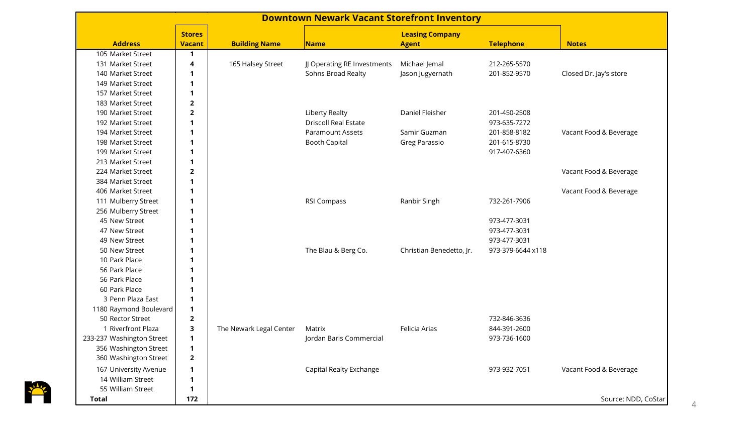# Downtown Newark Vacant Storefront Inventory

| Address | Stores Vacant | Building Name | Leasing Company Name | Agent | Telephone | Notes |
|---|---|---|---|---|---|---|
| 105 Market Street | 1 | | | | | |
| 131 Market Street | 4 | 165 Halsey Street | JJ Operating RE Investments | Michael Jemal | 212-265-5570 | |
| 140 Market Street | 1 | | Sohns Broad Realty | Jason Jugyernath | 201-852-9570 | Closed Dr. Jay's store |
| 149 Market Street | 1 | | | | | |
| 157 Market Street | 1 | | | | | |
| 183 Market Street | 2 | | | | | |
| 190 Market Street | 2 | | Liberty Realty | Daniel Fleisher | 201-450-2508 | |
| 192 Market Street | 1 | | Driscoll Real Estate | | 973-635-7272 | |
| 194 Market Street | 1 | | Paramount Assets | Samir Guzman | 201-858-8182 | Vacant Food & Beverage |
| 198 Market Street | 1 | | Booth Capital | Greg Parassio | 201-615-8730 | |
| 199 Market Street | 1 | | | | 917-407-6360 | |
| 213 Market Street | 1 | | | | | |
| 224 Market Street | 2 | | | | | Vacant Food & Beverage |
| 384 Market Street | 1 | | | | | |
| 406 Market Street | 1 | | | | | Vacant Food & Beverage |
| 111 Mulberry Street | 1 | | RSI Compass | Ranbir Singh | 732-261-7906 | |
| 256 Mulberry Street | 1 | | | | | |
| 45 New Street | 1 | | | | 973-477-3031 | |
| 47 New Street | 1 | | | | 973-477-3031 | |
| 49 New Street | 1 | | | | 973-477-3031 | |
| 50 New Street | 1 | | The Blau & Berg Co. | Christian Benedetto, Jr. | 973-379-6644 x118 | |
| 10 Park Place | 1 | | | | | |
| 56 Park Place | 1 | | | | | |
| 56 Park Place | 1 | | | | | |
| 60 Park Place | 1 | | | | | |
| 3 Penn Plaza East | 1 | | | | | |
| 1180 Raymond Boulevard | 1 | | | | | |
| 50 Rector Street | 2 | | | | 732-846-3636 | |
| 1 Riverfront Plaza | 3 | The Newark Legal Center | Matrix | Felicia Arias | 844-391-2600 | |
| 233-237 Washington Street | 1 | | Jordan Baris Commercial | | 973-736-1600 | |
| 356 Washington Street | 1 | | | | | |
| 360 Washington Street | 2 | | | | | |
| 167 University Avenue | 1 | | Capital Realty Exchange | | 973-932-7051 | Vacant Food & Beverage |
| 14 William Street | 1 | | | | | |
| 55 William Street | 1 | | | | | |
| **Total** | **172** | | | | | Source: NDD, CoStar |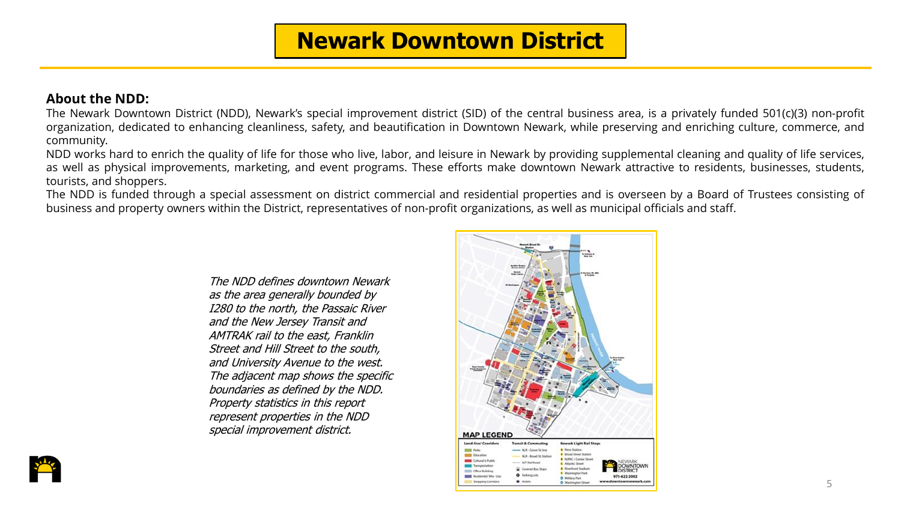# Newark Downtown District

**About the NDD:**

The Newark Downtown District (NDD), Newark's special improvement district (SID) of the central business area, is a privately funded 501(c)(3) non-profit organization, dedicated to enhancing cleanliness, safety, and beautification in Downtown Newark, while preserving and enriching culture, commerce, and community.

NDD works hard to enrich the quality of life for those who live, labor, and leisure in Newark by providing supplemental cleaning and quality of life services, as well as physical improvements, marketing, and event programs. These efforts make downtown Newark attractive to residents, businesses, students, tourists, and shoppers.

The NDD is funded through a special assessment on district commercial and residential properties and is overseen by a Board of Trustees consisting of business and property owners within the District, representatives of non-profit organizations, as well as municipal officials and staff.

*The NDD defines downtown Newark as the area generally bounded by I280 to the north, the Passaic River and the New Jersey Transit and AMTRAK rail to the east, Franklin Street and Hill Street to the south, and University Avenue to the west. The adjacent map shows the specific boundaries as defined by the NDD. Property statistics in this report represent properties in the NDD special improvement district.*